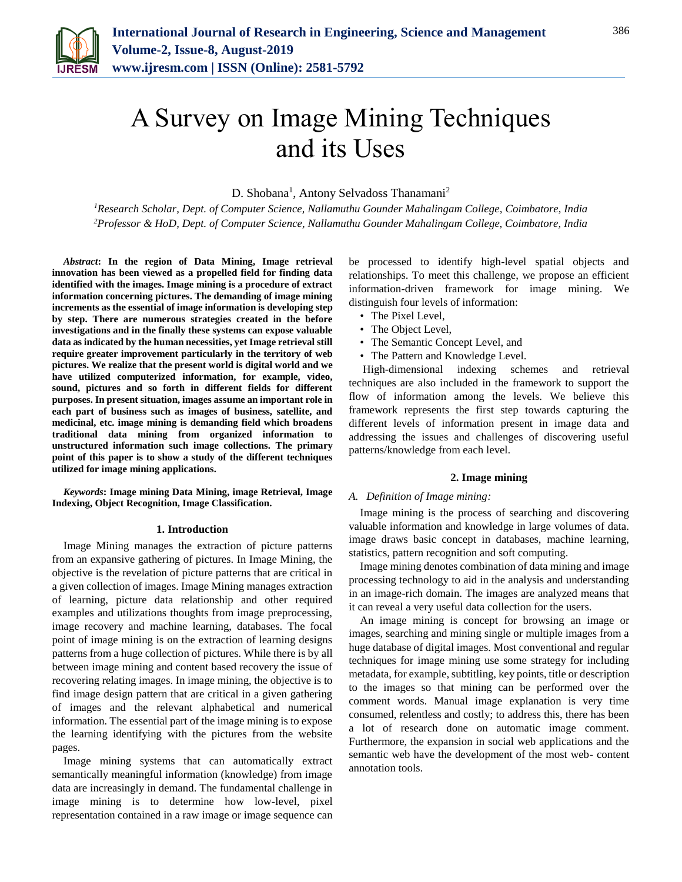# A Survey on Image Mining Techniques and its Uses

D. Shobana[1], Antony Selvadoss Thanamani[2]

[1]*Research Scholar, Dept. of Computer Science, Nallamuthu Gounder Mahalingam College, Coimbatore, India*
[2]*Professor & HoD, Dept. of Computer Science, Nallamuthu Gounder Mahalingam College, Coimbatore, India*

***Abstract*: In the region of Data Mining, Image retrieval innovation has been viewed as a propelled field for finding data identified with the images. Image mining is a procedure of extract information concerning pictures. The demanding of image mining increments as the essential of image information is developing step by step. There are numerous strategies created in the before investigations and in the finally these systems can expose valuable data as indicated by the human necessities, yet Image retrieval still require greater improvement particularly in the territory of web pictures. We realize that the present world is digital world and we have utilized computerized information, for example, video, sound, pictures and so forth in different fields for different purposes. In present situation, images assume an important role in each part of business such as images of business, satellite, and medicinal, etc. image mining is demanding field which broadens traditional data mining from organized information to unstructured information such image collections. The primary point of this paper is to show a study of the different techniques utilized for image mining applications.**

***Keywords*: Image mining Data Mining, image Retrieval, Image Indexing, Object Recognition, Image Classification.**

## 1. Introduction

Image Mining manages the extraction of picture patterns from an expansive gathering of pictures. In Image Mining, the objective is the revelation of picture patterns that are critical in a given collection of images. Image Mining manages extraction of learning, picture data relationship and other required examples and utilizations thoughts from image preprocessing, image recovery and machine learning, databases. The focal point of image mining is on the extraction of learning designs patterns from a huge collection of pictures. While there is by all between image mining and content based recovery the issue of recovering relating images. In image mining, the objective is to find image design pattern that are critical in a given gathering of images and the relevant alphabetical and numerical information. The essential part of the image mining is to expose the learning identifying with the pictures from the website pages.

Image mining systems that can automatically extract semantically meaningful information (knowledge) from image data are increasingly in demand. The fundamental challenge in image mining is to determine how low-level, pixel representation contained in a raw image or image sequence can be processed to identify high-level spatial objects and relationships. To meet this challenge, we propose an efficient information-driven framework for image mining. We distinguish four levels of information:

- The Pixel Level,
- The Object Level,
- The Semantic Concept Level, and
- The Pattern and Knowledge Level.

High-dimensional indexing schemes and retrieval techniques are also included in the framework to support the flow of information among the levels. We believe this framework represents the first step towards capturing the different levels of information present in image data and addressing the issues and challenges of discovering useful patterns/knowledge from each level.

## 2. Image mining

### A. *Definition of Image mining:*

Image mining is the process of searching and discovering valuable information and knowledge in large volumes of data. image draws basic concept in databases, machine learning, statistics, pattern recognition and soft computing.

Image mining denotes combination of data mining and image processing technology to aid in the analysis and understanding in an image-rich domain. The images are analyzed means that it can reveal a very useful data collection for the users.

An image mining is concept for browsing an image or images, searching and mining single or multiple images from a huge database of digital images. Most conventional and regular techniques for image mining use some strategy for including metadata, for example, subtitling, key points, title or description to the images so that mining can be performed over the comment words. Manual image explanation is very time consumed, relentless and costly; to address this, there has been a lot of research done on automatic image comment. Furthermore, the expansion in social web applications and the semantic web have the development of the most web- content annotation tools.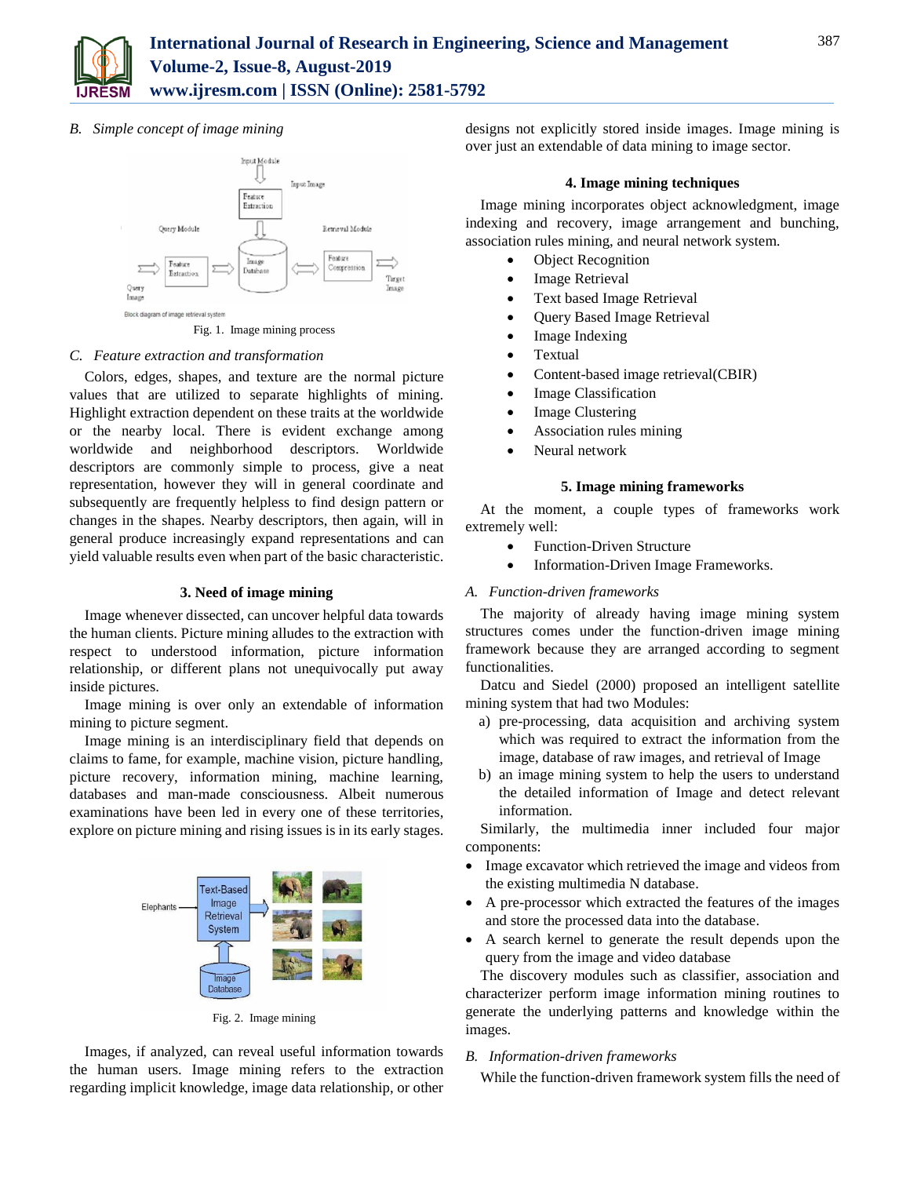### B. *Simple concept of image mining*

Fig. 1. Image mining process

### C. *Feature extraction and transformation*

Colors, edges, shapes, and texture are the normal picture values that are utilized to separate highlights of mining. Highlight extraction dependent on these traits at the worldwide or the nearby local. There is evident exchange among worldwide and neighborhood descriptors. Worldwide descriptors are commonly simple to process, give a neat representation, however they will in general coordinate and subsequently are frequently helpless to find design pattern or changes in the shapes. Nearby descriptors, then again, will in general produce increasingly expand representations and can yield valuable results even when part of the basic characteristic.

## 3. Need of image mining

Image whenever dissected, can uncover helpful data towards the human clients. Picture mining alludes to the extraction with respect to understood information, picture information relationship, or different plans not unequivocally put away inside pictures.

Image mining is over only an extendable of information mining to picture segment.

Image mining is an interdisciplinary field that depends on claims to fame, for example, machine vision, picture handling, picture recovery, information mining, machine learning, databases and man-made consciousness. Albeit numerous examinations have been led in every one of these territories, explore on picture mining and rising issues is in its early stages.

Fig. 2. Image mining

Images, if analyzed, can reveal useful information towards the human users. Image mining refers to the extraction regarding implicit knowledge, image data relationship, or other designs not explicitly stored inside images. Image mining is over just an extendable of data mining to image sector.

## 4. Image mining techniques

Image mining incorporates object acknowledgment, image indexing and recovery, image arrangement and bunching, association rules mining, and neural network system.

- Object Recognition
- Image Retrieval
- Text based Image Retrieval
- Query Based Image Retrieval
- Image Indexing
- Textual
- Content-based image retrieval(CBIR)
- Image Classification
- Image Clustering
- Association rules mining
- Neural network

## 5. Image mining frameworks

At the moment, a couple types of frameworks work extremely well:

- Function-Driven Structure
- Information-Driven Image Frameworks.

### A. *Function-driven frameworks*

The majority of already having image mining system structures comes under the function-driven image mining framework because they are arranged according to segment functionalities.

Datcu and Siedel (2000) proposed an intelligent satellite mining system that had two Modules:

a) pre-processing, data acquisition and archiving system which was required to extract the information from the image, database of raw images, and retrieval of Image
b) an image mining system to help the users to understand the detailed information of Image and detect relevant information.

Similarly, the multimedia inner included four major components:

- Image excavator which retrieved the image and videos from the existing multimedia N database.
- A pre-processor which extracted the features of the images and store the processed data into the database.
- A search kernel to generate the result depends upon the query from the image and video database

The discovery modules such as classifier, association and characterizer perform image information mining routines to generate the underlying patterns and knowledge within the images.

### B. *Information-driven frameworks*

While the function-driven framework system fills the need of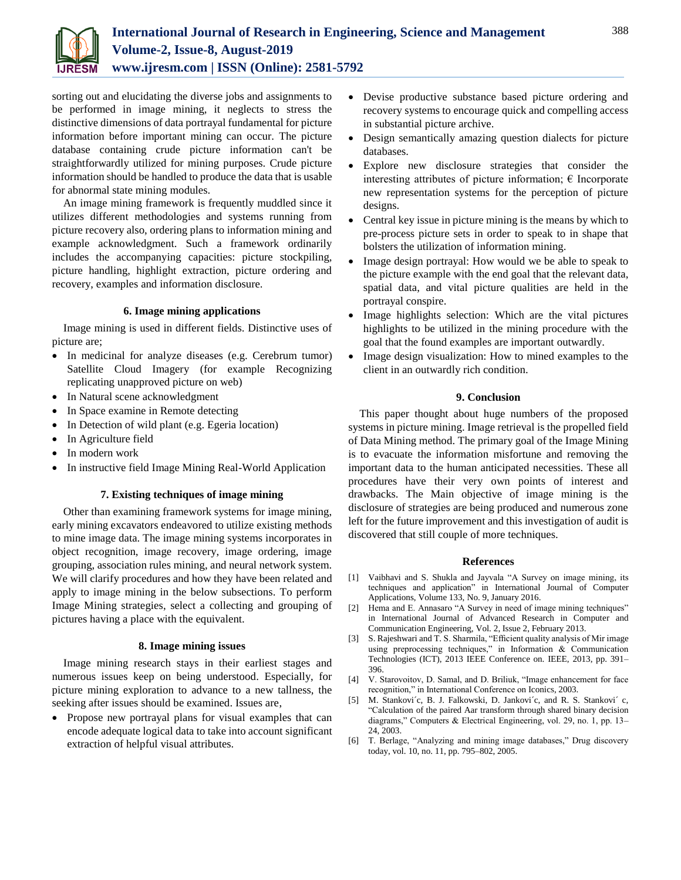sorting out and elucidating the diverse jobs and assignments to be performed in image mining, it neglects to stress the distinctive dimensions of data portrayal fundamental for picture information before important mining can occur. The picture database containing crude picture information can't be straightforwardly utilized for mining purposes. Crude picture information should be handled to produce the data that is usable for abnormal state mining modules.

An image mining framework is frequently muddled since it utilizes different methodologies and systems running from picture recovery also, ordering plans to information mining and example acknowledgment. Such a framework ordinarily includes the accompanying capacities: picture stockpiling, picture handling, highlight extraction, picture ordering and recovery, examples and information disclosure.

### 6. Image mining applications

Image mining is used in different fields. Distinctive uses of picture are;

- In medicinal for analyze diseases (e.g. Cerebrum tumor) Satellite Cloud Imagery (for example Recognizing replicating unapproved picture on web)
- In Natural scene acknowledgment
- In Space examine in Remote detecting
- In Detection of wild plant (e.g. Egeria location)
- In Agriculture field
- In modern work
- In instructive field Image Mining Real-World Application

### 7. Existing techniques of image mining

Other than examining framework systems for image mining, early mining excavators endeavored to utilize existing methods to mine image data. The image mining systems incorporates in object recognition, image recovery, image ordering, image grouping, association rules mining, and neural network system. We will clarify procedures and how they have been related and apply to image mining in the below subsections. To perform Image Mining strategies, select a collecting and grouping of pictures having a place with the equivalent.

### 8. Image mining issues

Image mining research stays in their earliest stages and numerous issues keep on being understood. Especially, for picture mining exploration to advance to a new tallness, the seeking after issues should be examined. Issues are,

- Propose new portrayal plans for visual examples that can encode adequate logical data to take into account significant extraction of helpful visual attributes.
- Devise productive substance based picture ordering and recovery systems to encourage quick and compelling access in substantial picture archive.
- Design semantically amazing question dialects for picture databases.
- Explore new disclosure strategies that consider the interesting attributes of picture information; € Incorporate new representation systems for the perception of picture designs.
- Central key issue in picture mining is the means by which to pre-process picture sets in order to speak to in shape that bolsters the utilization of information mining.
- Image design portrayal: How would we be able to speak to the picture example with the end goal that the relevant data, spatial data, and vital picture qualities are held in the portrayal conspire.
- Image highlights selection: Which are the vital pictures highlights to be utilized in the mining procedure with the goal that the found examples are important outwardly.
- Image design visualization: How to mined examples to the client in an outwardly rich condition.

### 9. Conclusion

This paper thought about huge numbers of the proposed systems in picture mining. Image retrieval is the propelled field of Data Mining method. The primary goal of the Image Mining is to evacuate the information misfortune and removing the important data to the human anticipated necessities. These all procedures have their very own points of interest and drawbacks. The Main objective of image mining is the disclosure of strategies are being produced and numerous zone left for the future improvement and this investigation of audit is discovered that still couple of more techniques.

### References

[1] Vaibhavi and S. Shukla and Jayvala "A Survey on image mining, its techniques and application" in International Journal of Computer Applications, Volume 133, No. 9, January 2016.

[2] Hema and E. Annasaro "A Survey in need of image mining techniques" in International Journal of Advanced Research in Computer and Communication Engineering, Vol. 2, Issue 2, February 2013.

[3] S. Rajeshwari and T. S. Sharmila, "Efficient quality analysis of Mir image using preprocessing techniques," in Information & Communication Technologies (ICT), 2013 IEEE Conference on. IEEE, 2013, pp. 391–396.

[4] V. Starovoitov, D. Samal, and D. Briliuk, "Image enhancement for face recognition," in International Conference on Iconics, 2003.

[5] M. Stanković´c, B. J. Falkowski, D. Janković´c, and R. S. Stanković´ c, "Calculation of the paired Aar transform through shared binary decision diagrams," Computers & Electrical Engineering, vol. 29, no. 1, pp. 13–24, 2003.

[6] T. Berlage, "Analyzing and mining image databases," Drug discovery today, vol. 10, no. 11, pp. 795–802, 2005.